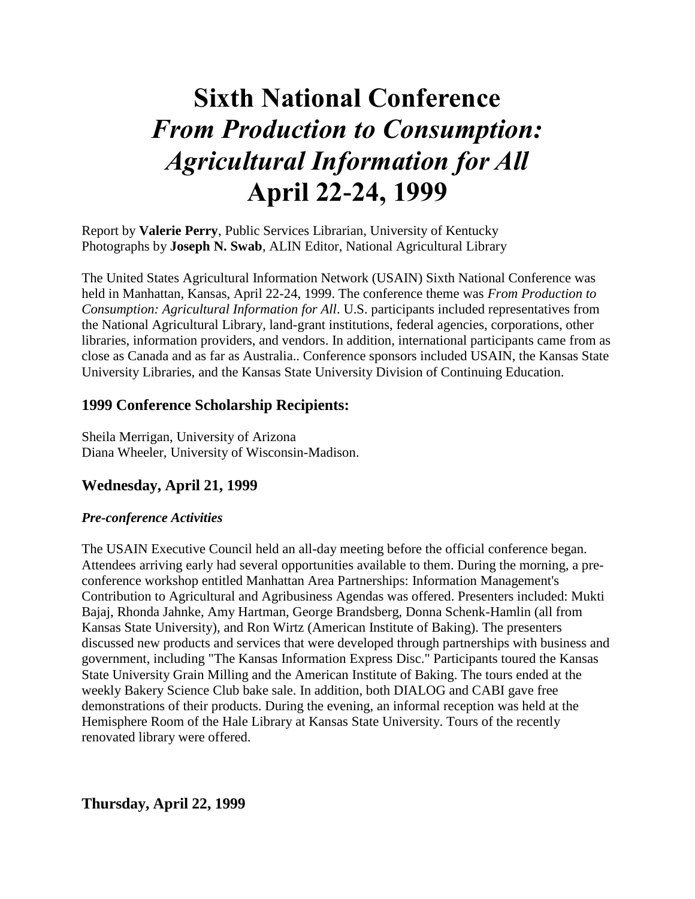# Sixth National Conference
# *From Production to Consumption: Agricultural Information for All*
# April 22-24, 1999

Report by **Valerie Perry**, Public Services Librarian, University of Kentucky
Photographs by **Joseph N. Swab**, ALIN Editor, National Agricultural Library

The United States Agricultural Information Network (USAIN) Sixth National Conference was held in Manhattan, Kansas, April 22-24, 1999. The conference theme was *From Production to Consumption: Agricultural Information for All*. U.S. participants included representatives from the National Agricultural Library, land-grant institutions, federal agencies, corporations, other libraries, information providers, and vendors. In addition, international participants came from as close as Canada and as far as Australia.. Conference sponsors included USAIN, the Kansas State University Libraries, and the Kansas State University Division of Continuing Education.

### 1999 Conference Scholarship Recipients:

Sheila Merrigan, University of Arizona
Diana Wheeler, University of Wisconsin-Madison.

### Wednesday, April 21, 1999

#### *Pre-conference Activities*

The USAIN Executive Council held an all-day meeting before the official conference began. Attendees arriving early had several opportunities available to them. During the morning, a pre-conference workshop entitled Manhattan Area Partnerships: Information Management's Contribution to Agricultural and Agribusiness Agendas was offered. Presenters included: Mukti Bajaj, Rhonda Jahnke, Amy Hartman, George Brandsberg, Donna Schenk-Hamlin (all from Kansas State University), and Ron Wirtz (American Institute of Baking). The presenters discussed new products and services that were developed through partnerships with business and government, including "The Kansas Information Express Disc." Participants toured the Kansas State University Grain Milling and the American Institute of Baking. The tours ended at the weekly Bakery Science Club bake sale. In addition, both DIALOG and CABI gave free demonstrations of their products. During the evening, an informal reception was held at the Hemisphere Room of the Hale Library at Kansas State University. Tours of the recently renovated library were offered.

### Thursday, April 22, 1999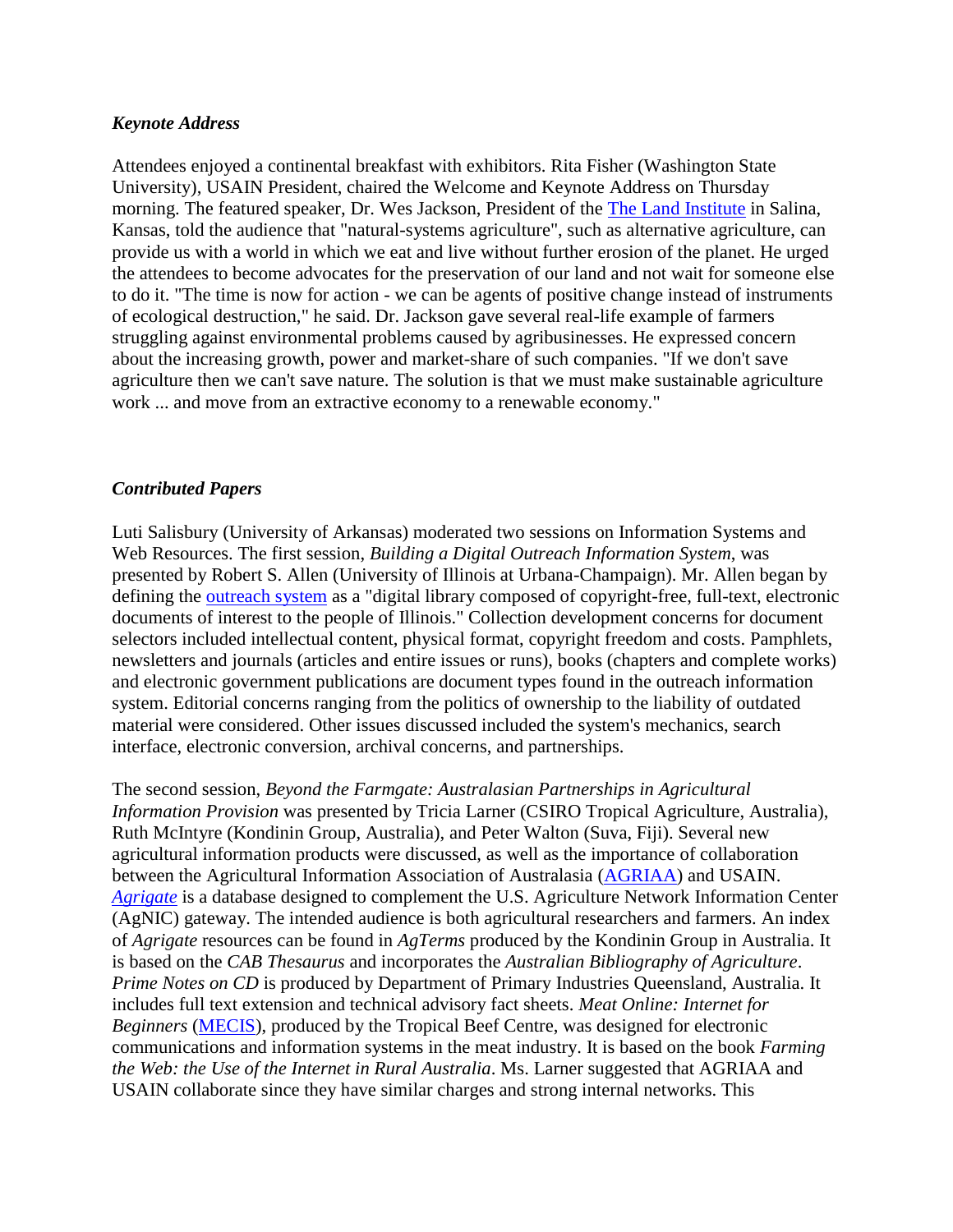### *Keynote Address*

Attendees enjoyed a continental breakfast with exhibitors. Rita Fisher (Washington State University), USAIN President, chaired the Welcome and Keynote Address on Thursday morning. The featured speaker, Dr. Wes Jackson, President of the The Land Institute in Salina, Kansas, told the audience that "natural-systems agriculture", such as alternative agriculture, can provide us with a world in which we eat and live without further erosion of the planet. He urged the attendees to become advocates for the preservation of our land and not wait for someone else to do it. "The time is now for action - we can be agents of positive change instead of instruments of ecological destruction," he said. Dr. Jackson gave several real-life example of farmers struggling against environmental problems caused by agribusinesses. He expressed concern about the increasing growth, power and market-share of such companies. "If we don't save agriculture then we can't save nature. The solution is that we must make sustainable agriculture work ... and move from an extractive economy to a renewable economy."

### *Contributed Papers*

Luti Salisbury (University of Arkansas) moderated two sessions on Information Systems and Web Resources. The first session, *Building a Digital Outreach Information System*, was presented by Robert S. Allen (University of Illinois at Urbana-Champaign). Mr. Allen began by defining the outreach system as a "digital library composed of copyright-free, full-text, electronic documents of interest to the people of Illinois." Collection development concerns for document selectors included intellectual content, physical format, copyright freedom and costs. Pamphlets, newsletters and journals (articles and entire issues or runs), books (chapters and complete works) and electronic government publications are document types found in the outreach information system. Editorial concerns ranging from the politics of ownership to the liability of outdated material were considered. Other issues discussed included the system's mechanics, search interface, electronic conversion, archival concerns, and partnerships.

The second session, *Beyond the Farmgate: Australasian Partnerships in Agricultural Information Provision* was presented by Tricia Larner (CSIRO Tropical Agriculture, Australia), Ruth McIntyre (Kondinin Group, Australia), and Peter Walton (Suva, Fiji). Several new agricultural information products were discussed, as well as the importance of collaboration between the Agricultural Information Association of Australasia (AGRIAA) and USAIN. *Agrigate* is a database designed to complement the U.S. Agriculture Network Information Center (AgNIC) gateway. The intended audience is both agricultural researchers and farmers. An index of *Agrigate* resources can be found in *AgTerms* produced by the Kondinin Group in Australia. It is based on the *CAB Thesaurus* and incorporates the *Australian Bibliography of Agriculture*. *Prime Notes on CD* is produced by Department of Primary Industries Queensland, Australia. It includes full text extension and technical advisory fact sheets. *Meat Online: Internet for Beginners* (MECIS), produced by the Tropical Beef Centre, was designed for electronic communications and information systems in the meat industry. It is based on the book *Farming the Web: the Use of the Internet in Rural Australia*. Ms. Larner suggested that AGRIAA and USAIN collaborate since they have similar charges and strong internal networks. This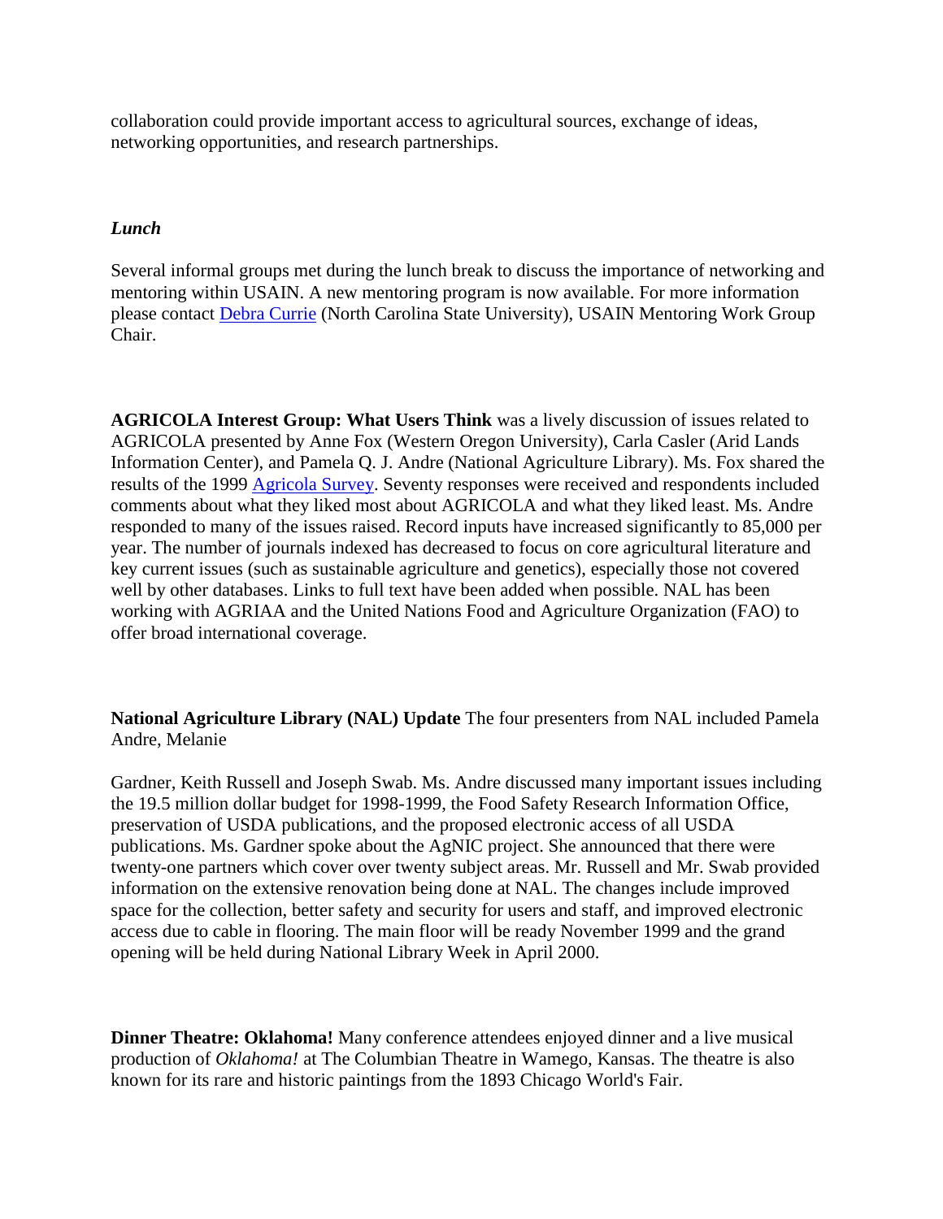collaboration could provide important access to agricultural sources, exchange of ideas, networking opportunities, and research partnerships.

***Lunch***

Several informal groups met during the lunch break to discuss the importance of networking and mentoring within USAIN. A new mentoring program is now available. For more information please contact Debra Currie (North Carolina State University), USAIN Mentoring Work Group Chair.

**AGRICOLA Interest Group: What Users Think** was a lively discussion of issues related to AGRICOLA presented by Anne Fox (Western Oregon University), Carla Casler (Arid Lands Information Center), and Pamela Q. J. Andre (National Agriculture Library). Ms. Fox shared the results of the 1999 Agricola Survey. Seventy responses were received and respondents included comments about what they liked most about AGRICOLA and what they liked least. Ms. Andre responded to many of the issues raised. Record inputs have increased significantly to 85,000 per year. The number of journals indexed has decreased to focus on core agricultural literature and key current issues (such as sustainable agriculture and genetics), especially those not covered well by other databases. Links to full text have been added when possible. NAL has been working with AGRIAA and the United Nations Food and Agriculture Organization (FAO) to offer broad international coverage.

**National Agriculture Library (NAL) Update** The four presenters from NAL included Pamela Andre, Melanie

Gardner, Keith Russell and Joseph Swab. Ms. Andre discussed many important issues including the 19.5 million dollar budget for 1998-1999, the Food Safety Research Information Office, preservation of USDA publications, and the proposed electronic access of all USDA publications. Ms. Gardner spoke about the AgNIC project. She announced that there were twenty-one partners which cover over twenty subject areas. Mr. Russell and Mr. Swab provided information on the extensive renovation being done at NAL. The changes include improved space for the collection, better safety and security for users and staff, and improved electronic access due to cable in flooring. The main floor will be ready November 1999 and the grand opening will be held during National Library Week in April 2000.

**Dinner Theatre: Oklahoma!** Many conference attendees enjoyed dinner and a live musical production of *Oklahoma!* at The Columbian Theatre in Wamego, Kansas. The theatre is also known for its rare and historic paintings from the 1893 Chicago World's Fair.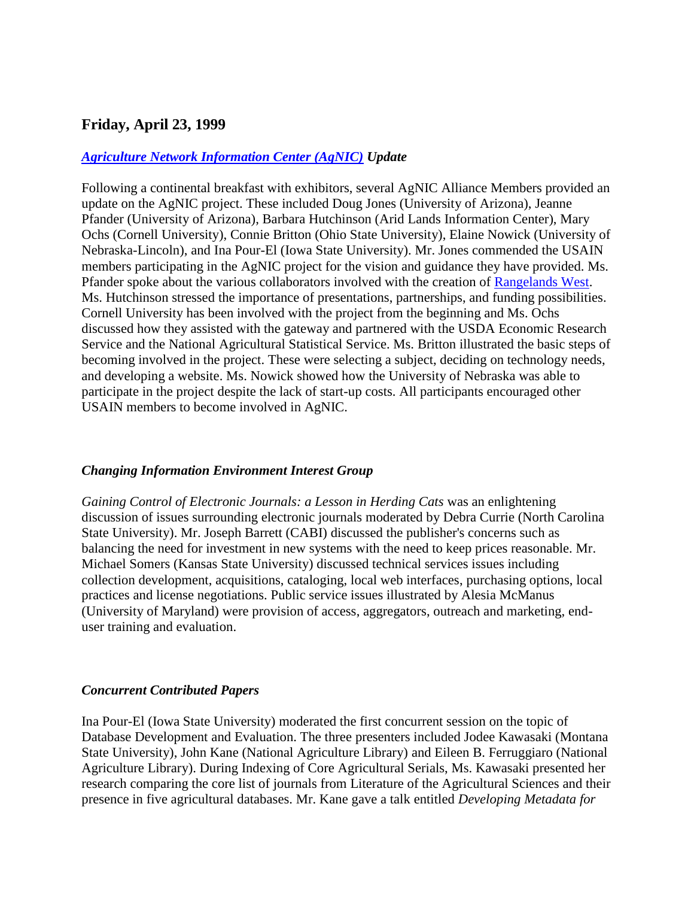## Friday, April 23, 1999

### *[Agriculture Network Information Center (AgNIC)](#) Update*

Following a continental breakfast with exhibitors, several AgNIC Alliance Members provided an update on the AgNIC project. These included Doug Jones (University of Arizona), Jeanne Pfander (University of Arizona), Barbara Hutchinson (Arid Lands Information Center), Mary Ochs (Cornell University), Connie Britton (Ohio State University), Elaine Nowick (University of Nebraska-Lincoln), and Ina Pour-El (Iowa State University). Mr. Jones commended the USAIN members participating in the AgNIC project for the vision and guidance they have provided. Ms. Pfander spoke about the various collaborators involved with the creation of [Rangelands West](#). Ms. Hutchinson stressed the importance of presentations, partnerships, and funding possibilities. Cornell University has been involved with the project from the beginning and Ms. Ochs discussed how they assisted with the gateway and partnered with the USDA Economic Research Service and the National Agricultural Statistical Service. Ms. Britton illustrated the basic steps of becoming involved in the project. These were selecting a subject, deciding on technology needs, and developing a website. Ms. Nowick showed how the University of Nebraska was able to participate in the project despite the lack of start-up costs. All participants encouraged other USAIN members to become involved in AgNIC.

### *Changing Information Environment Interest Group*

*Gaining Control of Electronic Journals: a Lesson in Herding Cats* was an enlightening discussion of issues surrounding electronic journals moderated by Debra Currie (North Carolina State University). Mr. Joseph Barrett (CABI) discussed the publisher's concerns such as balancing the need for investment in new systems with the need to keep prices reasonable. Mr. Michael Somers (Kansas State University) discussed technical services issues including collection development, acquisitions, cataloging, local web interfaces, purchasing options, local practices and license negotiations. Public service issues illustrated by Alesia McManus (University of Maryland) were provision of access, aggregators, outreach and marketing, end-user training and evaluation.

### *Concurrent Contributed Papers*

Ina Pour-El (Iowa State University) moderated the first concurrent session on the topic of Database Development and Evaluation. The three presenters included Jodee Kawasaki (Montana State University), John Kane (National Agriculture Library) and Eileen B. Ferruggiaro (National Agriculture Library). During Indexing of Core Agricultural Serials, Ms. Kawasaki presented her research comparing the core list of journals from Literature of the Agricultural Sciences and their presence in five agricultural databases. Mr. Kane gave a talk entitled *Developing Metadata for*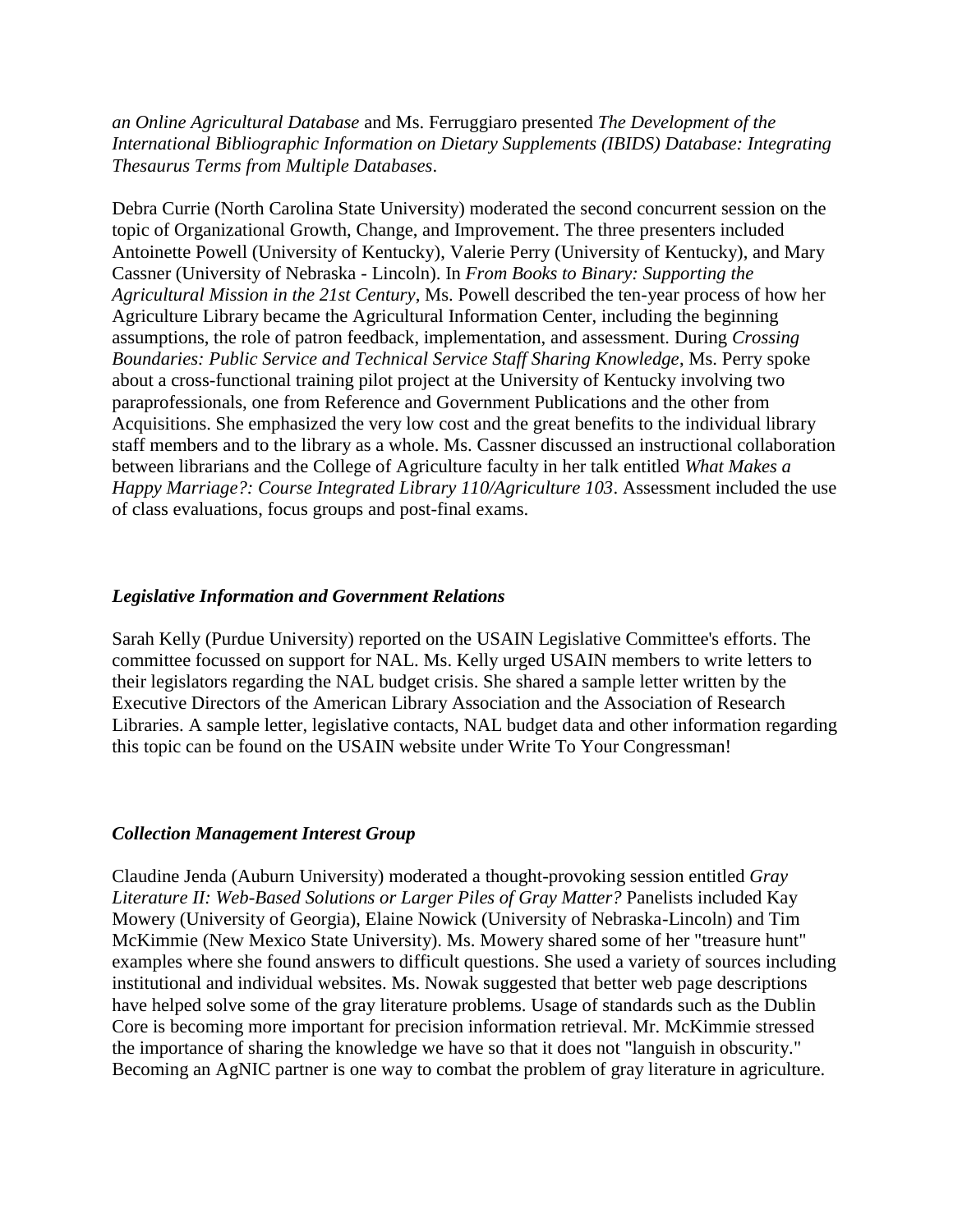*an Online Agricultural Database* and Ms. Ferruggiaro presented *The Development of the International Bibliographic Information on Dietary Supplements (IBIDS) Database: Integrating Thesaurus Terms from Multiple Databases*.

Debra Currie (North Carolina State University) moderated the second concurrent session on the topic of Organizational Growth, Change, and Improvement. The three presenters included Antoinette Powell (University of Kentucky), Valerie Perry (University of Kentucky), and Mary Cassner (University of Nebraska - Lincoln). In *From Books to Binary: Supporting the Agricultural Mission in the 21st Century*, Ms. Powell described the ten-year process of how her Agriculture Library became the Agricultural Information Center, including the beginning assumptions, the role of patron feedback, implementation, and assessment. During *Crossing Boundaries: Public Service and Technical Service Staff Sharing Knowledge*, Ms. Perry spoke about a cross-functional training pilot project at the University of Kentucky involving two paraprofessionals, one from Reference and Government Publications and the other from Acquisitions. She emphasized the very low cost and the great benefits to the individual library staff members and to the library as a whole. Ms. Cassner discussed an instructional collaboration between librarians and the College of Agriculture faculty in her talk entitled *What Makes a Happy Marriage?: Course Integrated Library 110/Agriculture 103*. Assessment included the use of class evaluations, focus groups and post-final exams.

### *Legislative Information and Government Relations*

Sarah Kelly (Purdue University) reported on the USAIN Legislative Committee's efforts. The committee focussed on support for NAL. Ms. Kelly urged USAIN members to write letters to their legislators regarding the NAL budget crisis. She shared a sample letter written by the Executive Directors of the American Library Association and the Association of Research Libraries. A sample letter, legislative contacts, NAL budget data and other information regarding this topic can be found on the USAIN website under Write To Your Congressman!

### *Collection Management Interest Group*

Claudine Jenda (Auburn University) moderated a thought-provoking session entitled *Gray Literature II: Web-Based Solutions or Larger Piles of Gray Matter?* Panelists included Kay Mowery (University of Georgia), Elaine Nowick (University of Nebraska-Lincoln) and Tim McKimmie (New Mexico State University). Ms. Mowery shared some of her "treasure hunt" examples where she found answers to difficult questions. She used a variety of sources including institutional and individual websites. Ms. Nowak suggested that better web page descriptions have helped solve some of the gray literature problems. Usage of standards such as the Dublin Core is becoming more important for precision information retrieval. Mr. McKimmie stressed the importance of sharing the knowledge we have so that it does not "languish in obscurity." Becoming an AgNIC partner is one way to combat the problem of gray literature in agriculture.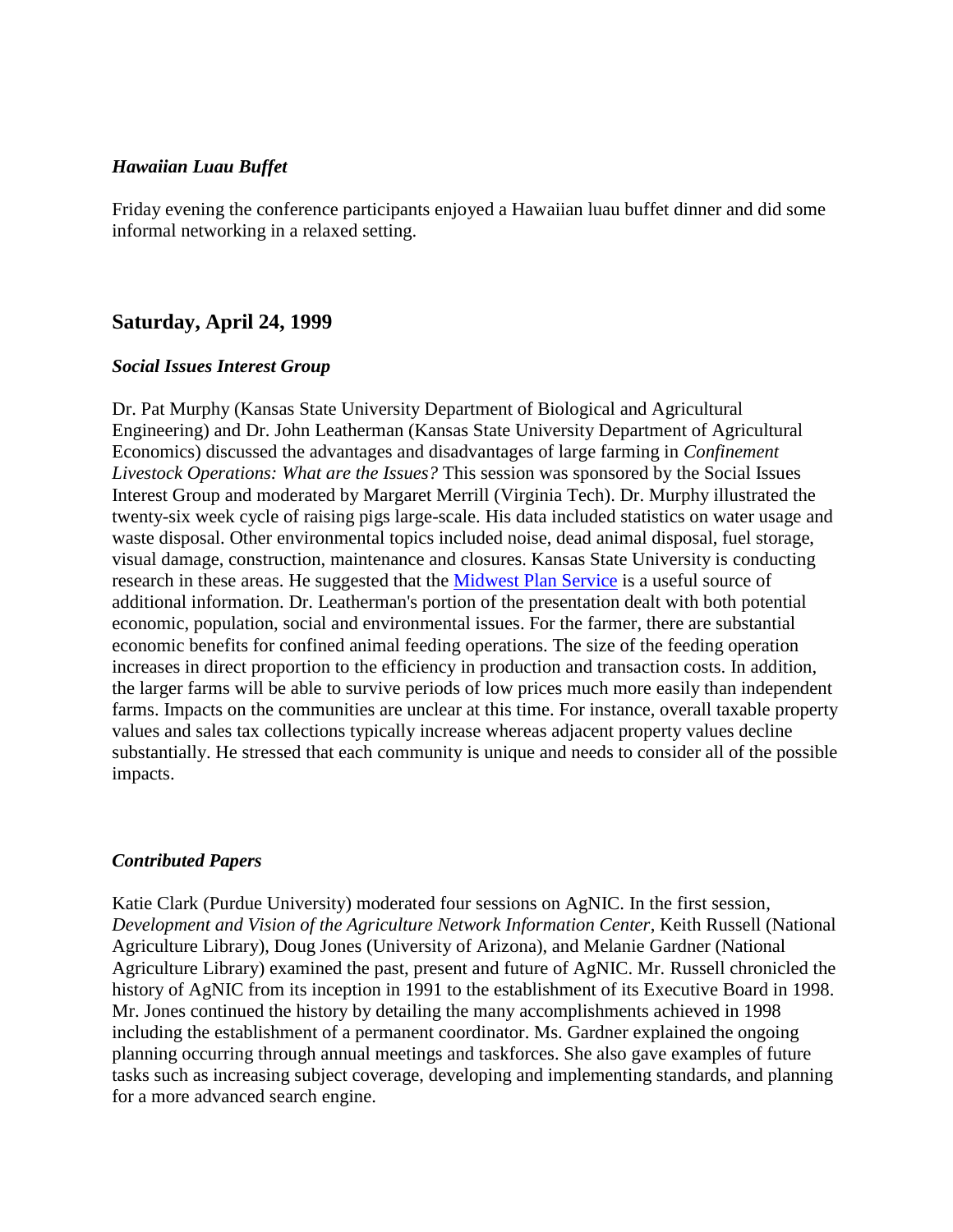### *Hawaiian Luau Buffet*

Friday evening the conference participants enjoyed a Hawaiian luau buffet dinner and did some informal networking in a relaxed setting.

## Saturday, April 24, 1999

### *Social Issues Interest Group*

Dr. Pat Murphy (Kansas State University Department of Biological and Agricultural Engineering) and Dr. John Leatherman (Kansas State University Department of Agricultural Economics) discussed the advantages and disadvantages of large farming in *Confinement Livestock Operations: What are the Issues?* This session was sponsored by the Social Issues Interest Group and moderated by Margaret Merrill (Virginia Tech). Dr. Murphy illustrated the twenty-six week cycle of raising pigs large-scale. His data included statistics on water usage and waste disposal. Other environmental topics included noise, dead animal disposal, fuel storage, visual damage, construction, maintenance and closures. Kansas State University is conducting research in these areas. He suggested that the Midwest Plan Service is a useful source of additional information. Dr. Leatherman's portion of the presentation dealt with both potential economic, population, social and environmental issues. For the farmer, there are substantial economic benefits for confined animal feeding operations. The size of the feeding operation increases in direct proportion to the efficiency in production and transaction costs. In addition, the larger farms will be able to survive periods of low prices much more easily than independent farms. Impacts on the communities are unclear at this time. For instance, overall taxable property values and sales tax collections typically increase whereas adjacent property values decline substantially. He stressed that each community is unique and needs to consider all of the possible impacts.

### *Contributed Papers*

Katie Clark (Purdue University) moderated four sessions on AgNIC. In the first session, *Development and Vision of the Agriculture Network Information Center*, Keith Russell (National Agriculture Library), Doug Jones (University of Arizona), and Melanie Gardner (National Agriculture Library) examined the past, present and future of AgNIC. Mr. Russell chronicled the history of AgNIC from its inception in 1991 to the establishment of its Executive Board in 1998. Mr. Jones continued the history by detailing the many accomplishments achieved in 1998 including the establishment of a permanent coordinator. Ms. Gardner explained the ongoing planning occurring through annual meetings and taskforces. She also gave examples of future tasks such as increasing subject coverage, developing and implementing standards, and planning for a more advanced search engine.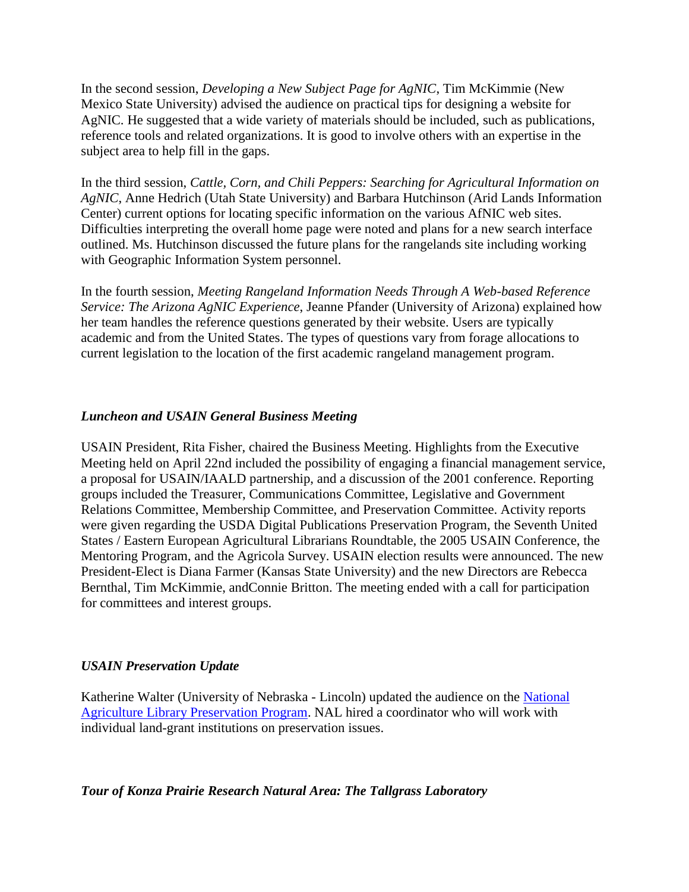In the second session, *Developing a New Subject Page for AgNIC*, Tim McKimmie (New Mexico State University) advised the audience on practical tips for designing a website for AgNIC. He suggested that a wide variety of materials should be included, such as publications, reference tools and related organizations. It is good to involve others with an expertise in the subject area to help fill in the gaps.

In the third session, *Cattle, Corn, and Chili Peppers: Searching for Agricultural Information on AgNIC*, Anne Hedrich (Utah State University) and Barbara Hutchinson (Arid Lands Information Center) current options for locating specific information on the various AfNIC web sites. Difficulties interpreting the overall home page were noted and plans for a new search interface outlined. Ms. Hutchinson discussed the future plans for the rangelands site including working with Geographic Information System personnel.

In the fourth session, *Meeting Rangeland Information Needs Through A Web-based Reference Service: The Arizona AgNIC Experience*, Jeanne Pfander (University of Arizona) explained how her team handles the reference questions generated by their website. Users are typically academic and from the United States. The types of questions vary from forage allocations to current legislation to the location of the first academic rangeland management program.

***Luncheon and USAIN General Business Meeting***

USAIN President, Rita Fisher, chaired the Business Meeting. Highlights from the Executive Meeting held on April 22nd included the possibility of engaging a financial management service, a proposal for USAIN/IAALD partnership, and a discussion of the 2001 conference. Reporting groups included the Treasurer, Communications Committee, Legislative and Government Relations Committee, Membership Committee, and Preservation Committee. Activity reports were given regarding the USDA Digital Publications Preservation Program, the Seventh United States / Eastern European Agricultural Librarians Roundtable, the 2005 USAIN Conference, the Mentoring Program, and the Agricola Survey. USAIN election results were announced. The new President-Elect is Diana Farmer (Kansas State University) and the new Directors are Rebecca Bernthal, Tim McKimmie, andConnie Britton. The meeting ended with a call for participation for committees and interest groups.

***USAIN Preservation Update***

Katherine Walter (University of Nebraska - Lincoln) updated the audience on the [National Agriculture Library Preservation Program](). NAL hired a coordinator who will work with individual land-grant institutions on preservation issues.

***Tour of Konza Prairie Research Natural Area: The Tallgrass Laboratory***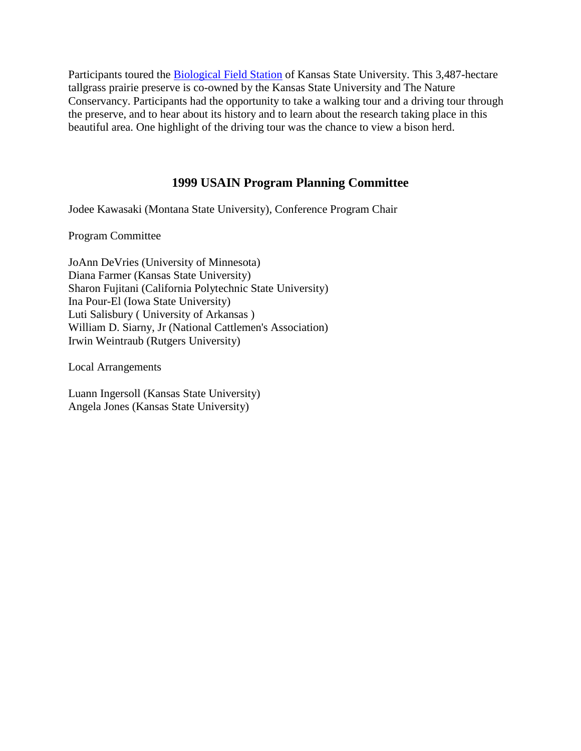Participants toured the [Biological Field Station]() of Kansas State University. This 3,487-hectare tallgrass prairie preserve is co-owned by the Kansas State University and The Nature Conservancy. Participants had the opportunity to take a walking tour and a driving tour through the preserve, and to hear about its history and to learn about the research taking place in this beautiful area. One highlight of the driving tour was the chance to view a bison herd.

## 1999 USAIN Program Planning Committee

Jodee Kawasaki (Montana State University), Conference Program Chair

Program Committee

JoAnn DeVries (University of Minnesota)
Diana Farmer (Kansas State University)
Sharon Fujitani (California Polytechnic State University)
Ina Pour-El (Iowa State University)
Luti Salisbury ( University of Arkansas )
William D. Siarny, Jr (National Cattlemen's Association)
Irwin Weintraub (Rutgers University)

Local Arrangements

Luann Ingersoll (Kansas State University)
Angela Jones (Kansas State University)